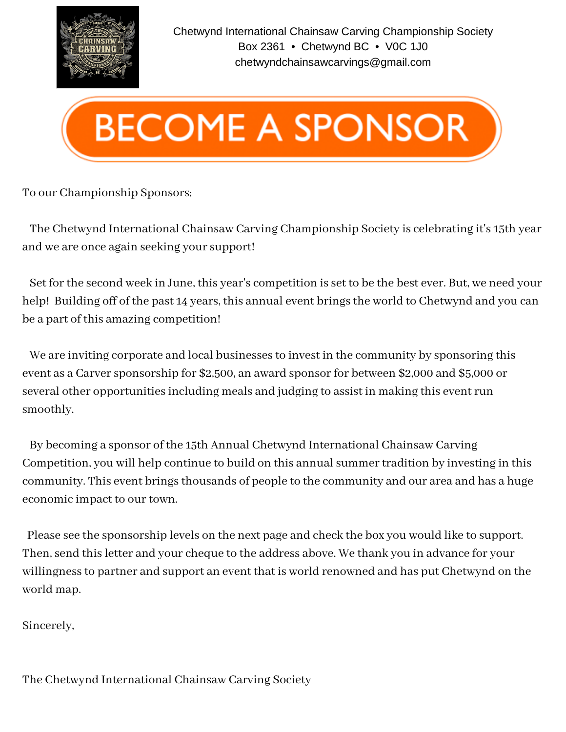Chetwynd International Chainsaw Carving Championship Society
Box 2361 • Chetwynd BC • V0C 1J0
chetwyndchainsawcarvings@gmail.com

# BECOME A SPONSOR

To our Championship Sponsors;

The Chetwynd International Chainsaw Carving Championship Society is celebrating it's 15th year and we are once again seeking your support!

Set for the second week in June, this year's competition is set to be the best ever. But, we need your help! Building off of the past 14 years, this annual event brings the world to Chetwynd and you can be a part of this amazing competition!

We are inviting corporate and local businesses to invest in the community by sponsoring this event as a Carver sponsorship for $2,500, an award sponsor for between $2,000 and $5,000 or several other opportunities including meals and judging to assist in making this event run smoothly.

By becoming a sponsor of the 15th Annual Chetwynd International Chainsaw Carving Competition, you will help continue to build on this annual summer tradition by investing in this community. This event brings thousands of people to the community and our area and has a huge economic impact to our town.

Please see the sponsorship levels on the next page and check the box you would like to support. Then, send this letter and your cheque to the address above. We thank you in advance for your willingness to partner and support an event that is world renowned and has put Chetwynd on the world map.

Sincerely,

The Chetwynd International Chainsaw Carving Society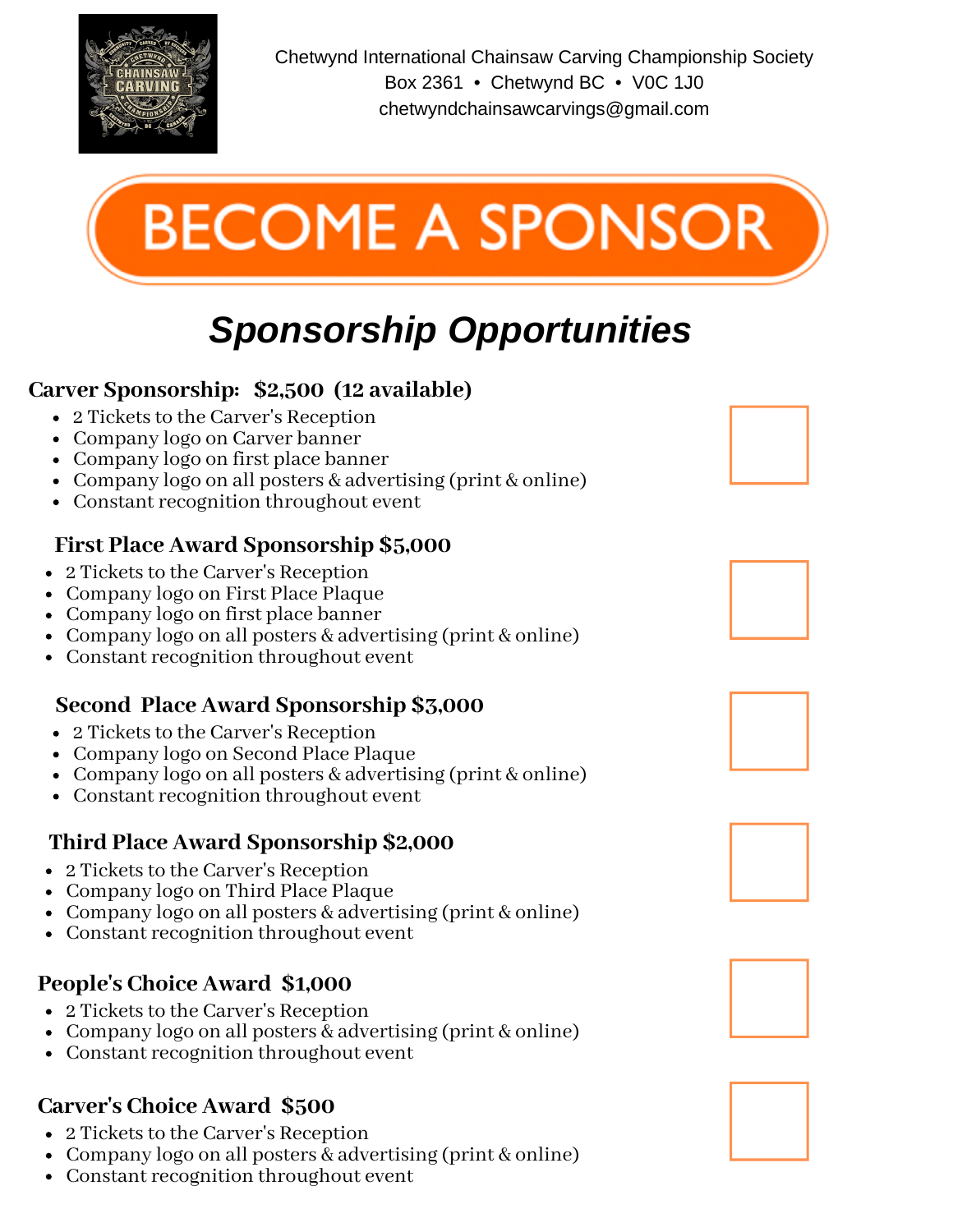Chetwynd International Chainsaw Carving Championship Society
Box 2361 • Chetwynd BC • V0C 1J0
chetwyndchainsawcarvings@gmail.com

# BECOME A SPONSOR

## *Sponsorship Opportunities*

**Carver Sponsorship: $2,500 (12 available)**

- 2 Tickets to the Carver's Reception
- Company logo on Carver banner
- Company logo on first place banner
- Company logo on all posters & advertising (print & online)
- Constant recognition throughout event

☐

**First Place Award Sponsorship $5,000**

- 2 Tickets to the Carver's Reception
- Company logo on First Place Plaque
- Company logo on first place banner
- Company logo on all posters & advertising (print & online)
- Constant recognition throughout event

☐

**Second Place Award Sponsorship $3,000**

- 2 Tickets to the Carver's Reception
- Company logo on Second Place Plaque
- Company logo on all posters & advertising (print & online)
- Constant recognition throughout event

☐

**Third Place Award Sponsorship $2,000**

- 2 Tickets to the Carver's Reception
- Company logo on Third Place Plaque
- Company logo on all posters & advertising (print & online)
- Constant recognition throughout event

☐

**People's Choice Award $1,000**

- 2 Tickets to the Carver's Reception
- Company logo on all posters & advertising (print & online)
- Constant recognition throughout event

☐

**Carver's Choice Award $500**

- 2 Tickets to the Carver's Reception
- Company logo on all posters & advertising (print & online)
- Constant recognition throughout event

☐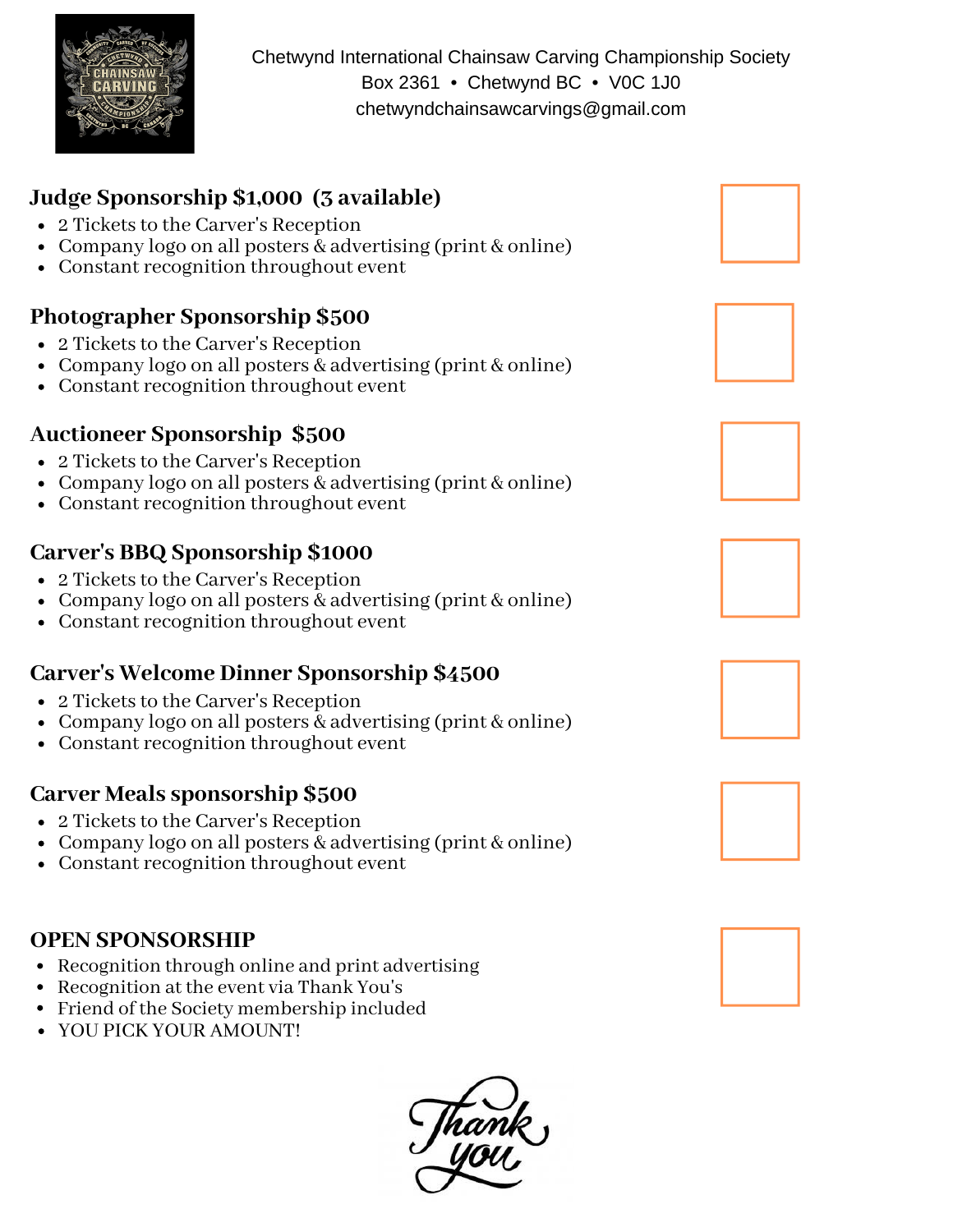Chetwynd International Chainsaw Carving Championship Society
Box 2361 • Chetwynd BC • V0C 1J0
chetwyndchainsawcarvings@gmail.com

### Judge Sponsorship $1,000 (3 available)

- 2 Tickets to the Carver's Reception
- Company logo on all posters & advertising (print & online)
- Constant recognition throughout event

### Photographer Sponsorship $500

- 2 Tickets to the Carver's Reception
- Company logo on all posters & advertising (print & online)
- Constant recognition throughout event

### Auctioneer Sponsorship $500

- 2 Tickets to the Carver's Reception
- Company logo on all posters & advertising (print & online)
- Constant recognition throughout event

### Carver's BBQ Sponsorship $1000

- 2 Tickets to the Carver's Reception
- Company logo on all posters & advertising (print & online)
- Constant recognition throughout event

### Carver's Welcome Dinner Sponsorship $4500

- 2 Tickets to the Carver's Reception
- Company logo on all posters & advertising (print & online)
- Constant recognition throughout event

### Carver Meals sponsorship $500

- 2 Tickets to the Carver's Reception
- Company logo on all posters & advertising (print & online)
- Constant recognition throughout event

### OPEN SPONSORSHIP

- Recognition through online and print advertising
- Recognition at the event via Thank You's
- Friend of the Society membership included
- YOU PICK YOUR AMOUNT!

Thank you